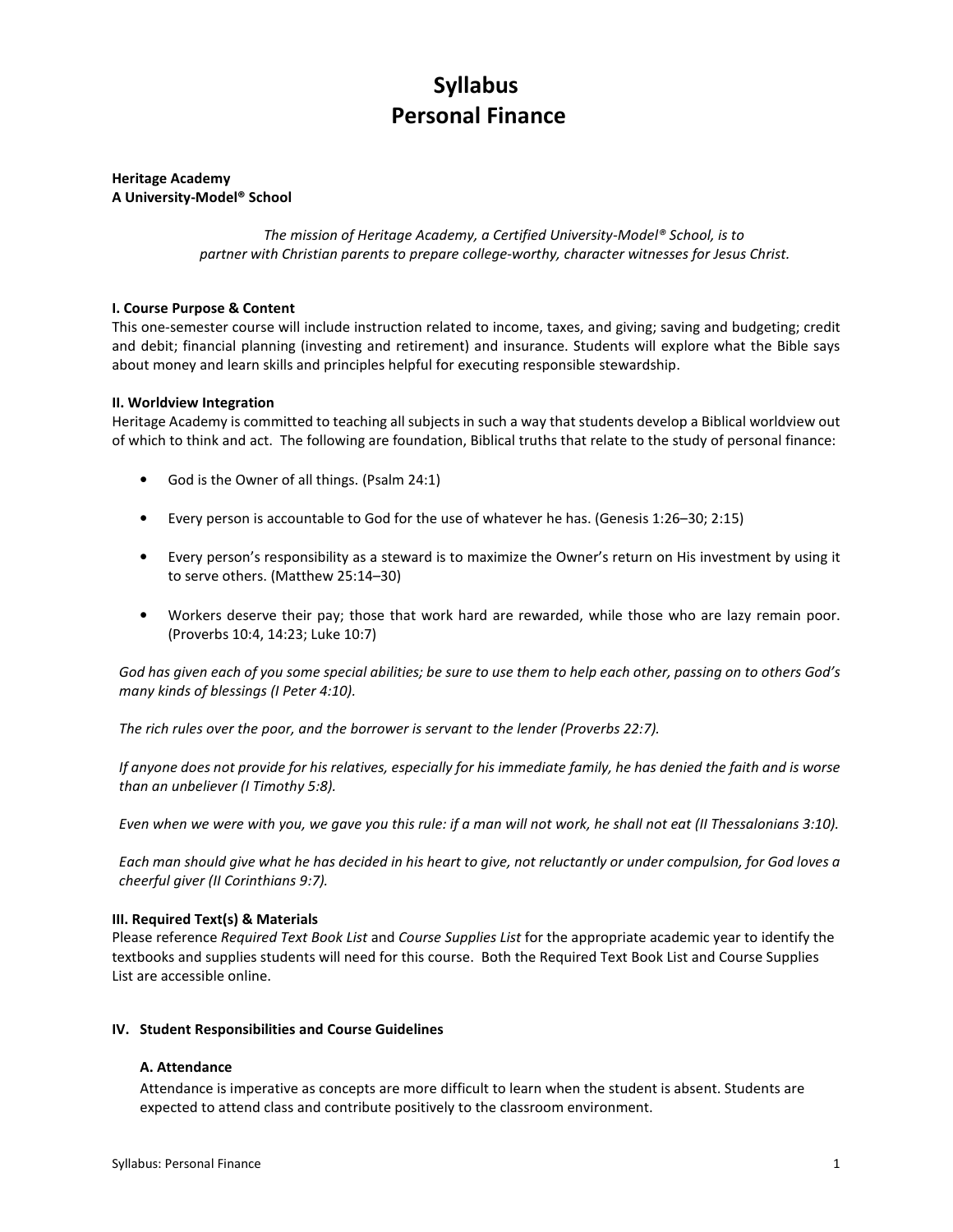# Syllabus
# Personal Finance

**Heritage Academy**
**A University-Model® School**

*The mission of Heritage Academy, a Certified University-Model® School, is to partner with Christian parents to prepare college-worthy, character witnesses for Jesus Christ.*

### I. Course Purpose & Content

This one-semester course will include instruction related to income, taxes, and giving; saving and budgeting; credit and debit; financial planning (investing and retirement) and insurance. Students will explore what the Bible says about money and learn skills and principles helpful for executing responsible stewardship.

### II. Worldview Integration

Heritage Academy is committed to teaching all subjects in such a way that students develop a Biblical worldview out of which to think and act. The following are foundation, Biblical truths that relate to the study of personal finance:

- God is the Owner of all things. (Psalm 24:1)
- Every person is accountable to God for the use of whatever he has. (Genesis 1:26–30; 2:15)
- Every person's responsibility as a steward is to maximize the Owner's return on His investment by using it to serve others. (Matthew 25:14–30)
- Workers deserve their pay; those that work hard are rewarded, while those who are lazy remain poor. (Proverbs 10:4, 14:23; Luke 10:7)

*God has given each of you some special abilities; be sure to use them to help each other, passing on to others God's many kinds of blessings (I Peter 4:10).*

*The rich rules over the poor, and the borrower is servant to the lender (Proverbs 22:7).*

*If anyone does not provide for his relatives, especially for his immediate family, he has denied the faith and is worse than an unbeliever (I Timothy 5:8).*

*Even when we were with you, we gave you this rule: if a man will not work, he shall not eat (II Thessalonians 3:10).*

*Each man should give what he has decided in his heart to give, not reluctantly or under compulsion, for God loves a cheerful giver (II Corinthians 9:7).*

### III. Required Text(s) & Materials

Please reference *Required Text Book List* and *Course Supplies List* for the appropriate academic year to identify the textbooks and supplies students will need for this course. Both the Required Text Book List and Course Supplies List are accessible online.

### IV. Student Responsibilities and Course Guidelines

#### A. Attendance

Attendance is imperative as concepts are more difficult to learn when the student is absent. Students are expected to attend class and contribute positively to the classroom environment.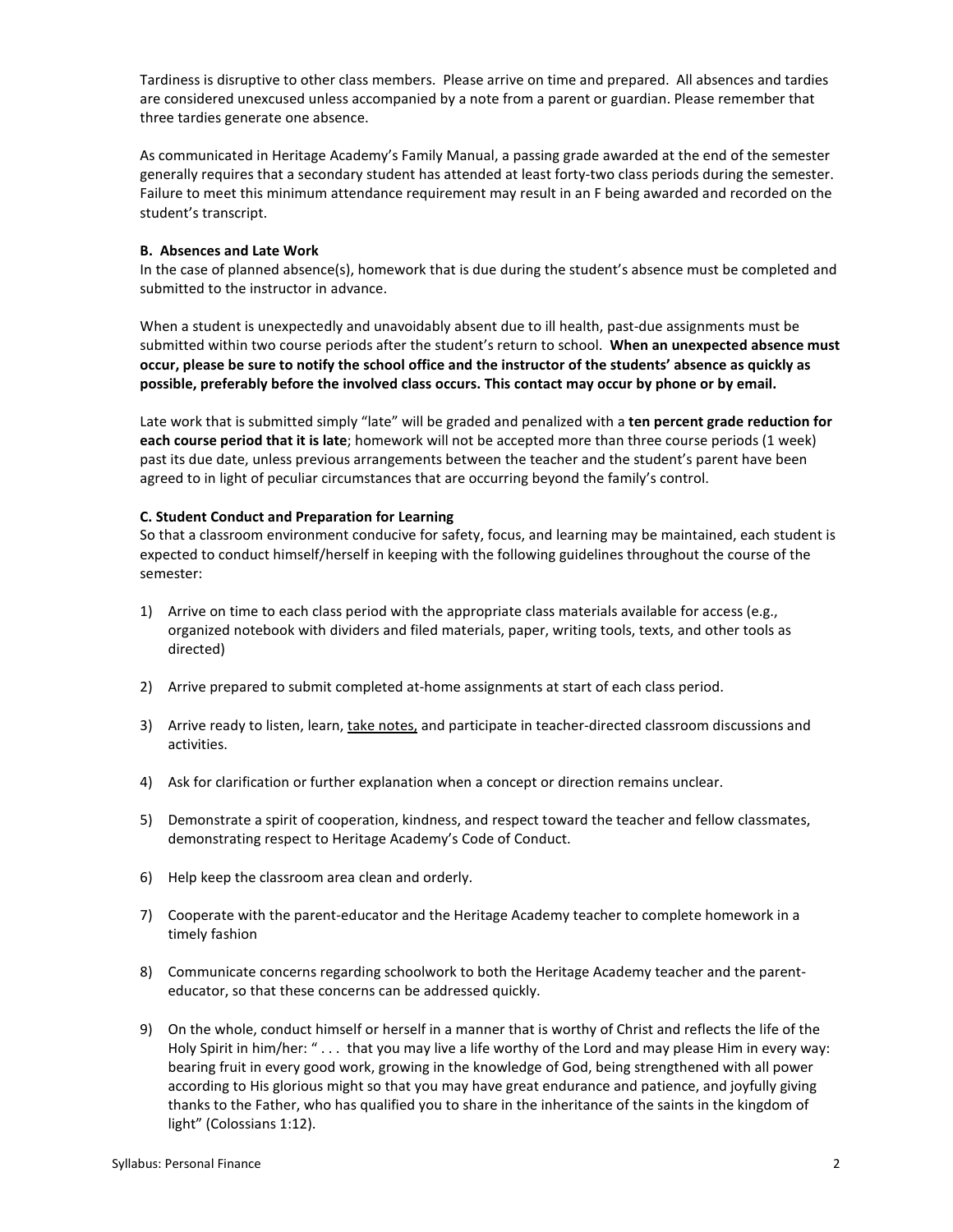Tardiness is disruptive to other class members. Please arrive on time and prepared. All absences and tardies are considered unexcused unless accompanied by a note from a parent or guardian. Please remember that three tardies generate one absence.

As communicated in Heritage Academy's Family Manual, a passing grade awarded at the end of the semester generally requires that a secondary student has attended at least forty-two class periods during the semester. Failure to meet this minimum attendance requirement may result in an F being awarded and recorded on the student's transcript.

**B. Absences and Late Work**

In the case of planned absence(s), homework that is due during the student's absence must be completed and submitted to the instructor in advance.

When a student is unexpectedly and unavoidably absent due to ill health, past-due assignments must be submitted within two course periods after the student's return to school. **When an unexpected absence must occur, please be sure to notify the school office and the instructor of the students' absence as quickly as possible, preferably before the involved class occurs. This contact may occur by phone or by email.**

Late work that is submitted simply "late" will be graded and penalized with a **ten percent grade reduction for each course period that it is late**; homework will not be accepted more than three course periods (1 week) past its due date, unless previous arrangements between the teacher and the student's parent have been agreed to in light of peculiar circumstances that are occurring beyond the family's control.

**C. Student Conduct and Preparation for Learning**

So that a classroom environment conducive for safety, focus, and learning may be maintained, each student is expected to conduct himself/herself in keeping with the following guidelines throughout the course of the semester:

1) Arrive on time to each class period with the appropriate class materials available for access (e.g., organized notebook with dividers and filed materials, paper, writing tools, texts, and other tools as directed)

2) Arrive prepared to submit completed at-home assignments at start of each class period.

3) Arrive ready to listen, learn, <u>take notes,</u> and participate in teacher-directed classroom discussions and activities.

4) Ask for clarification or further explanation when a concept or direction remains unclear.

5) Demonstrate a spirit of cooperation, kindness, and respect toward the teacher and fellow classmates, demonstrating respect to Heritage Academy's Code of Conduct.

6) Help keep the classroom area clean and orderly.

7) Cooperate with the parent-educator and the Heritage Academy teacher to complete homework in a timely fashion

8) Communicate concerns regarding schoolwork to both the Heritage Academy teacher and the parent-educator, so that these concerns can be addressed quickly.

9) On the whole, conduct himself or herself in a manner that is worthy of Christ and reflects the life of the Holy Spirit in him/her: " . . . that you may live a life worthy of the Lord and may please Him in every way: bearing fruit in every good work, growing in the knowledge of God, being strengthened with all power according to His glorious might so that you may have great endurance and patience, and joyfully giving thanks to the Father, who has qualified you to share in the inheritance of the saints in the kingdom of light" (Colossians 1:12).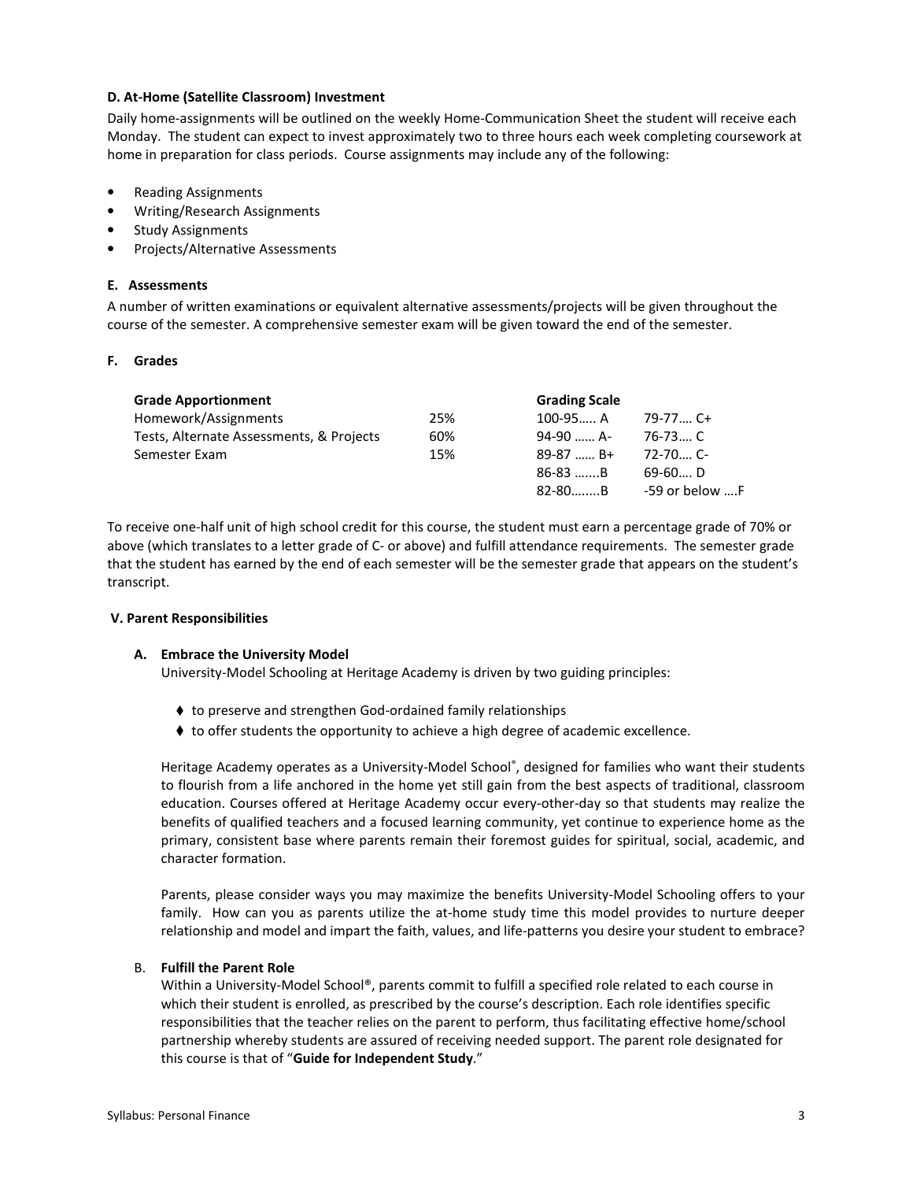#### D. At-Home (Satellite Classroom) Investment

Daily home-assignments will be outlined on the weekly Home-Communication Sheet the student will receive each Monday. The student can expect to invest approximately two to three hours each week completing coursework at home in preparation for class periods. Course assignments may include any of the following:

- Reading Assignments
- Writing/Research Assignments
- Study Assignments
- Projects/Alternative Assessments

#### E. Assessments

A number of written examinations or equivalent alternative assessments/projects will be given throughout the course of the semester. A comprehensive semester exam will be given toward the end of the semester.

#### F. Grades

| Grade Apportionment | | Grading Scale | |
|---|---|---|---|
| Homework/Assignments | 25% | 100-95….. A | 79-77…. C+ |
| Tests, Alternate Assessments, & Projects | 60% | 94-90 …… A- | 76-73…. C |
| Semester Exam | 15% | 89-87 …… B+ | 72-70…. C- |
| | | 86-83 …….B | 69-60…. D |
| | | 82-80……..B | -59 or below ….F |

To receive one-half unit of high school credit for this course, the student must earn a percentage grade of 70% or above (which translates to a letter grade of C- or above) and fulfill attendance requirements. The semester grade that the student has earned by the end of each semester will be the semester grade that appears on the student's transcript.

### V. Parent Responsibilities

#### A. Embrace the University Model

University-Model Schooling at Heritage Academy is driven by two guiding principles:

- ♦ to preserve and strengthen God-ordained family relationships
- ♦ to offer students the opportunity to achieve a high degree of academic excellence.

Heritage Academy operates as a University-Model School®, designed for families who want their students to flourish from a life anchored in the home yet still gain from the best aspects of traditional, classroom education. Courses offered at Heritage Academy occur every-other-day so that students may realize the benefits of qualified teachers and a focused learning community, yet continue to experience home as the primary, consistent base where parents remain their foremost guides for spiritual, social, academic, and character formation.

Parents, please consider ways you may maximize the benefits University-Model Schooling offers to your family. How can you as parents utilize the at-home study time this model provides to nurture deeper relationship and model and impart the faith, values, and life-patterns you desire your student to embrace?

#### B. Fulfill the Parent Role

Within a University-Model School®, parents commit to fulfill a specified role related to each course in which their student is enrolled, as prescribed by the course's description. Each role identifies specific responsibilities that the teacher relies on the parent to perform, thus facilitating effective home/school partnership whereby students are assured of receiving needed support. The parent role designated for this course is that of "**Guide for Independent Study**."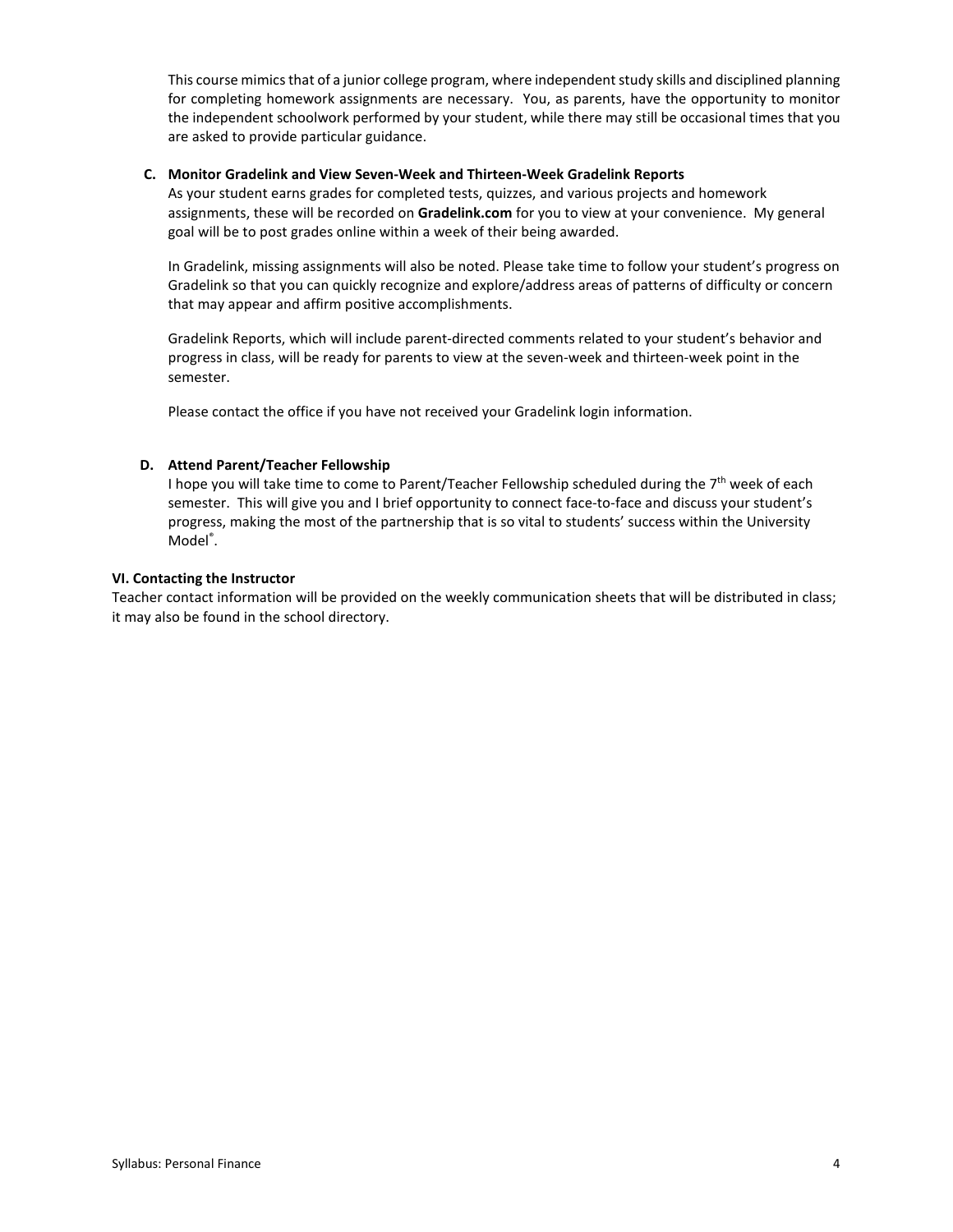This course mimics that of a junior college program, where independent study skills and disciplined planning for completing homework assignments are necessary. You, as parents, have the opportunity to monitor the independent schoolwork performed by your student, while there may still be occasional times that you are asked to provide particular guidance.

**C. Monitor Gradelink and View Seven-Week and Thirteen-Week Gradelink Reports**

As your student earns grades for completed tests, quizzes, and various projects and homework assignments, these will be recorded on **Gradelink.com** for you to view at your convenience. My general goal will be to post grades online within a week of their being awarded.

In Gradelink, missing assignments will also be noted. Please take time to follow your student's progress on Gradelink so that you can quickly recognize and explore/address areas of patterns of difficulty or concern that may appear and affirm positive accomplishments.

Gradelink Reports, which will include parent-directed comments related to your student's behavior and progress in class, will be ready for parents to view at the seven-week and thirteen-week point in the semester.

Please contact the office if you have not received your Gradelink login information.

**D. Attend Parent/Teacher Fellowship**

I hope you will take time to come to Parent/Teacher Fellowship scheduled during the 7th week of each semester. This will give you and I brief opportunity to connect face-to-face and discuss your student's progress, making the most of the partnership that is so vital to students' success within the University Model®.

**VI. Contacting the Instructor**

Teacher contact information will be provided on the weekly communication sheets that will be distributed in class; it may also be found in the school directory.